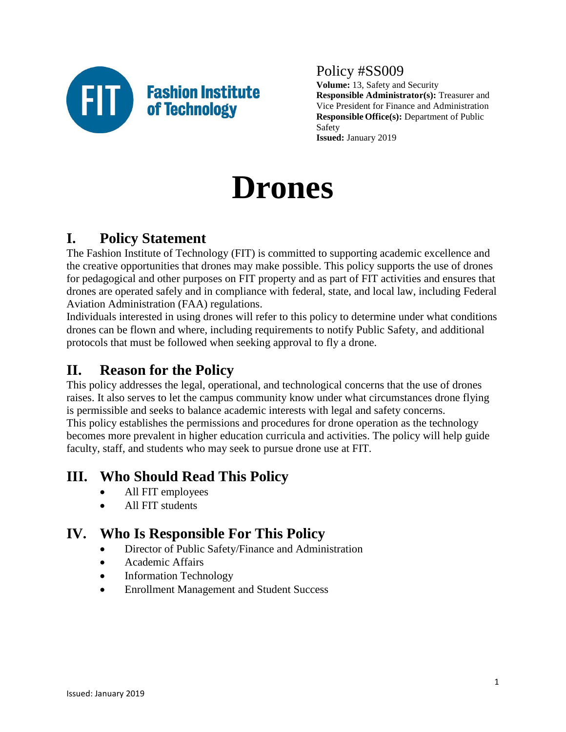Fashion Institute of Technology

Policy #SS009

**Volume:** 13, Safety and Security
**Responsible Administrator(s):** Treasurer and Vice President for Finance and Administration
**Responsible Office(s):** Department of Public Safety
**Issued:** January 2019

# Drones

## I. Policy Statement

The Fashion Institute of Technology (FIT) is committed to supporting academic excellence and the creative opportunities that drones may make possible. This policy supports the use of drones for pedagogical and other purposes on FIT property and as part of FIT activities and ensures that drones are operated safely and in compliance with federal, state, and local law, including Federal Aviation Administration (FAA) regulations.

Individuals interested in using drones will refer to this policy to determine under what conditions drones can be flown and where, including requirements to notify Public Safety, and additional protocols that must be followed when seeking approval to fly a drone.

## II. Reason for the Policy

This policy addresses the legal, operational, and technological concerns that the use of drones raises. It also serves to let the campus community know under what circumstances drone flying is permissible and seeks to balance academic interests with legal and safety concerns.

This policy establishes the permissions and procedures for drone operation as the technology becomes more prevalent in higher education curricula and activities. The policy will help guide faculty, staff, and students who may seek to pursue drone use at FIT.

## III. Who Should Read This Policy

- All FIT employees
- All FIT students

## IV. Who Is Responsible For This Policy

- Director of Public Safety/Finance and Administration
- Academic Affairs
- Information Technology
- Enrollment Management and Student Success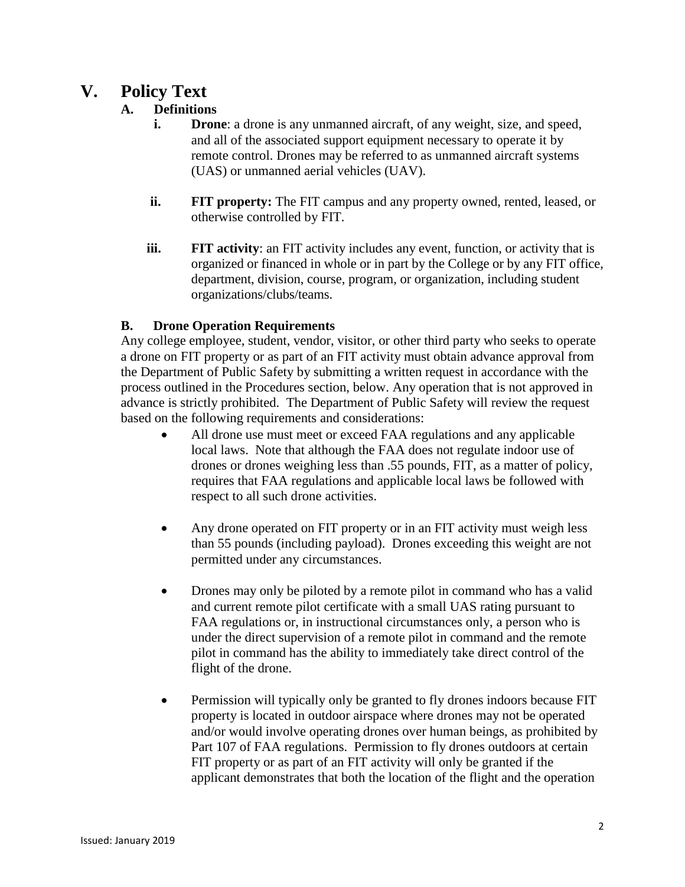# V. Policy Text

## A. Definitions

- **i. Drone**: a drone is any unmanned aircraft, of any weight, size, and speed, and all of the associated support equipment necessary to operate it by remote control. Drones may be referred to as unmanned aircraft systems (UAS) or unmanned aerial vehicles (UAV).

- **ii. FIT property:** The FIT campus and any property owned, rented, leased, or otherwise controlled by FIT.

- **iii. FIT activity**: an FIT activity includes any event, function, or activity that is organized or financed in whole or in part by the College or by any FIT office, department, division, course, program, or organization, including student organizations/clubs/teams.

## B. Drone Operation Requirements

Any college employee, student, vendor, visitor, or other third party who seeks to operate a drone on FIT property or as part of an FIT activity must obtain advance approval from the Department of Public Safety by submitting a written request in accordance with the process outlined in the Procedures section, below. Any operation that is not approved in advance is strictly prohibited. The Department of Public Safety will review the request based on the following requirements and considerations:

- All drone use must meet or exceed FAA regulations and any applicable local laws. Note that although the FAA does not regulate indoor use of drones or drones weighing less than .55 pounds, FIT, as a matter of policy, requires that FAA regulations and applicable local laws be followed with respect to all such drone activities.

- Any drone operated on FIT property or in an FIT activity must weigh less than 55 pounds (including payload). Drones exceeding this weight are not permitted under any circumstances.

- Drones may only be piloted by a remote pilot in command who has a valid and current remote pilot certificate with a small UAS rating pursuant to FAA regulations or, in instructional circumstances only, a person who is under the direct supervision of a remote pilot in command and the remote pilot in command has the ability to immediately take direct control of the flight of the drone.

- Permission will typically only be granted to fly drones indoors because FIT property is located in outdoor airspace where drones may not be operated and/or would involve operating drones over human beings, as prohibited by Part 107 of FAA regulations. Permission to fly drones outdoors at certain FIT property or as part of an FIT activity will only be granted if the applicant demonstrates that both the location of the flight and the operation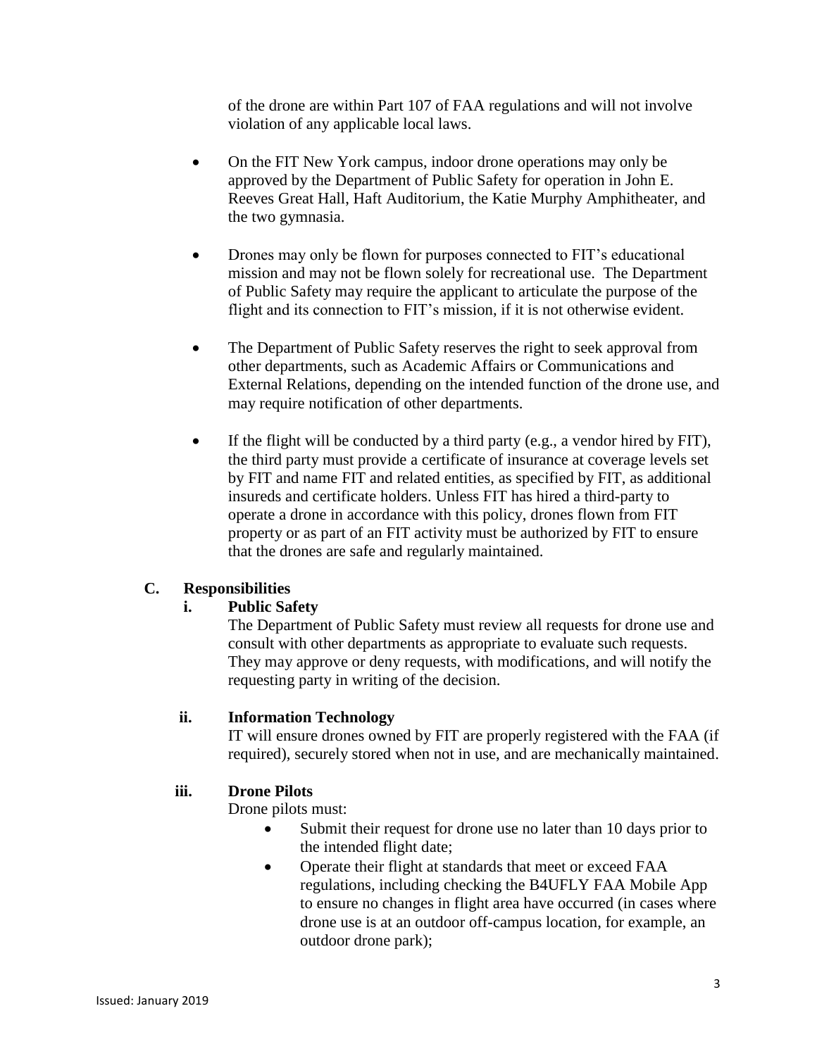of the drone are within Part 107 of FAA regulations and will not involve violation of any applicable local laws.

- On the FIT New York campus, indoor drone operations may only be approved by the Department of Public Safety for operation in John E. Reeves Great Hall, Haft Auditorium, the Katie Murphy Amphitheater, and the two gymnasia.
- Drones may only be flown for purposes connected to FIT's educational mission and may not be flown solely for recreational use. The Department of Public Safety may require the applicant to articulate the purpose of the flight and its connection to FIT's mission, if it is not otherwise evident.
- The Department of Public Safety reserves the right to seek approval from other departments, such as Academic Affairs or Communications and External Relations, depending on the intended function of the drone use, and may require notification of other departments.
- If the flight will be conducted by a third party (e.g., a vendor hired by FIT), the third party must provide a certificate of insurance at coverage levels set by FIT and name FIT and related entities, as specified by FIT, as additional insureds and certificate holders. Unless FIT has hired a third-party to operate a drone in accordance with this policy, drones flown from FIT property or as part of an FIT activity must be authorized by FIT to ensure that the drones are safe and regularly maintained.

## C. Responsibilities

### i. Public Safety

The Department of Public Safety must review all requests for drone use and consult with other departments as appropriate to evaluate such requests. They may approve or deny requests, with modifications, and will notify the requesting party in writing of the decision.

### ii. Information Technology

IT will ensure drones owned by FIT are properly registered with the FAA (if required), securely stored when not in use, and are mechanically maintained.

### iii. Drone Pilots

Drone pilots must:

- Submit their request for drone use no later than 10 days prior to the intended flight date;
- Operate their flight at standards that meet or exceed FAA regulations, including checking the B4UFLY FAA Mobile App to ensure no changes in flight area have occurred (in cases where drone use is at an outdoor off-campus location, for example, an outdoor drone park);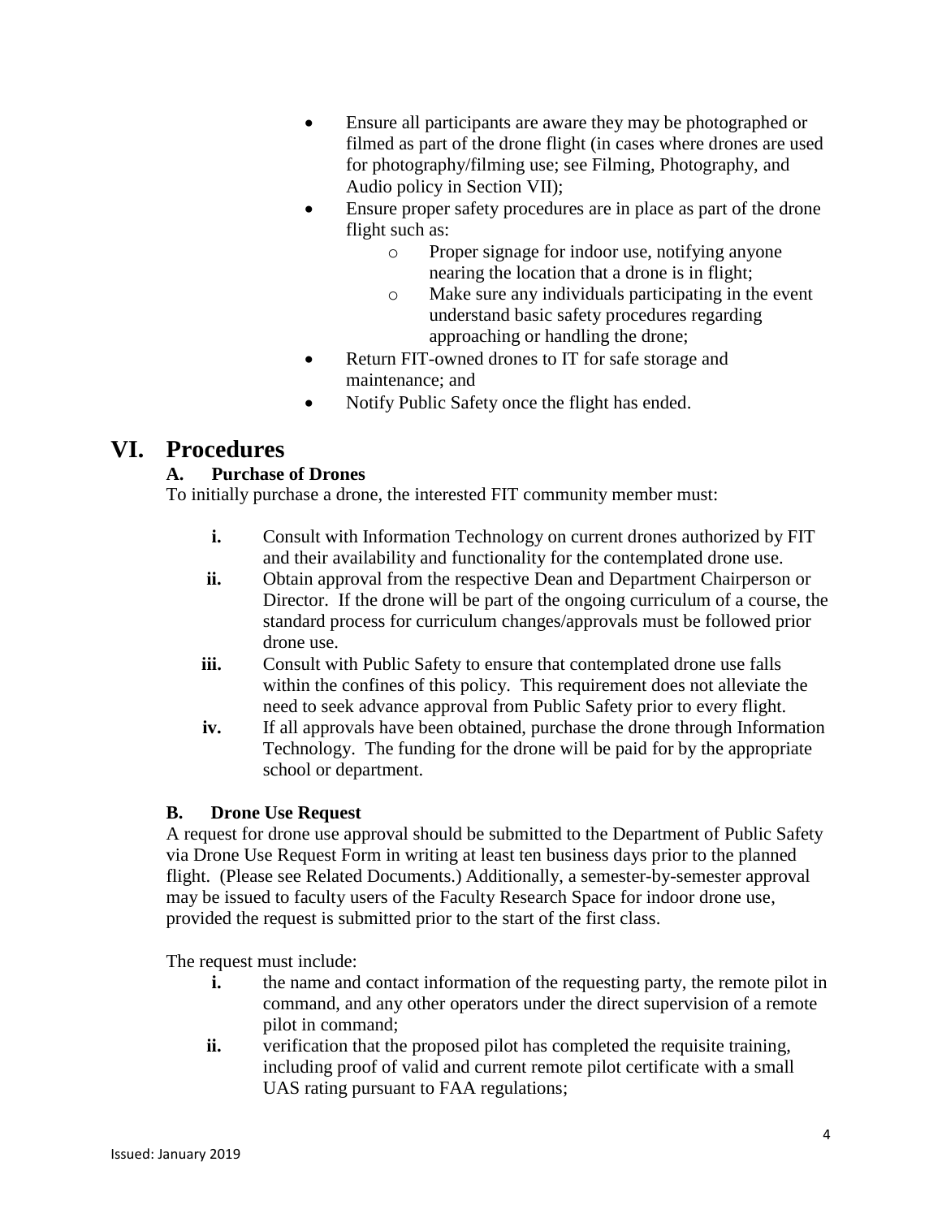- Ensure all participants are aware they may be photographed or filmed as part of the drone flight (in cases where drones are used for photography/filming use; see Filming, Photography, and Audio policy in Section VII);
- Ensure proper safety procedures are in place as part of the drone flight such as:
    - Proper signage for indoor use, notifying anyone nearing the location that a drone is in flight;
    - Make sure any individuals participating in the event understand basic safety procedures regarding approaching or handling the drone;
- Return FIT-owned drones to IT for safe storage and maintenance; and
- Notify Public Safety once the flight has ended.

# VI. Procedures

### A. Purchase of Drones

To initially purchase a drone, the interested FIT community member must:

**i.** Consult with Information Technology on current drones authorized by FIT and their availability and functionality for the contemplated drone use.

**ii.** Obtain approval from the respective Dean and Department Chairperson or Director. If the drone will be part of the ongoing curriculum of a course, the standard process for curriculum changes/approvals must be followed prior drone use.

**iii.** Consult with Public Safety to ensure that contemplated drone use falls within the confines of this policy. This requirement does not alleviate the need to seek advance approval from Public Safety prior to every flight.

**iv.** If all approvals have been obtained, purchase the drone through Information Technology. The funding for the drone will be paid for by the appropriate school or department.

### B. Drone Use Request

A request for drone use approval should be submitted to the Department of Public Safety via Drone Use Request Form in writing at least ten business days prior to the planned flight. (Please see Related Documents.) Additionally, a semester-by-semester approval may be issued to faculty users of the Faculty Research Space for indoor drone use, provided the request is submitted prior to the start of the first class.

The request must include:

**i.** the name and contact information of the requesting party, the remote pilot in command, and any other operators under the direct supervision of a remote pilot in command;

**ii.** verification that the proposed pilot has completed the requisite training, including proof of valid and current remote pilot certificate with a small UAS rating pursuant to FAA regulations;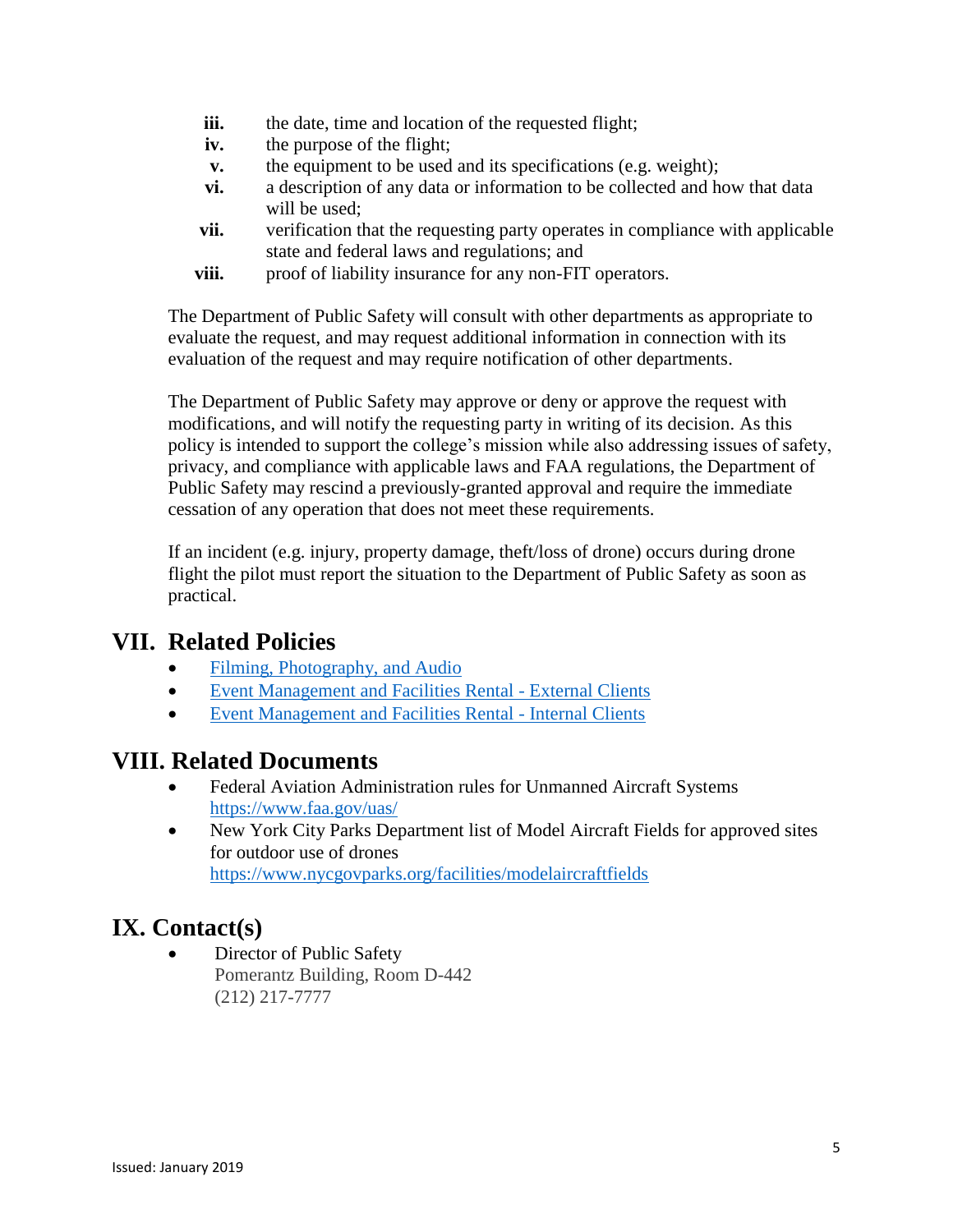iii. the date, time and location of the requested flight;
iv. the purpose of the flight;
v. the equipment to be used and its specifications (e.g. weight);
vi. a description of any data or information to be collected and how that data will be used;
vii. verification that the requesting party operates in compliance with applicable state and federal laws and regulations; and
viii. proof of liability insurance for any non-FIT operators.

The Department of Public Safety will consult with other departments as appropriate to evaluate the request, and may request additional information in connection with its evaluation of the request and may require notification of other departments.

The Department of Public Safety may approve or deny or approve the request with modifications, and will notify the requesting party in writing of its decision. As this policy is intended to support the college's mission while also addressing issues of safety, privacy, and compliance with applicable laws and FAA regulations, the Department of Public Safety may rescind a previously-granted approval and require the immediate cessation of any operation that does not meet these requirements.

If an incident (e.g. injury, property damage, theft/loss of drone) occurs during drone flight the pilot must report the situation to the Department of Public Safety as soon as practical.

## VII. Related Policies

- Filming, Photography, and Audio
- Event Management and Facilities Rental - External Clients
- Event Management and Facilities Rental - Internal Clients

## VIII. Related Documents

- Federal Aviation Administration rules for Unmanned Aircraft Systems https://www.faa.gov/uas/
- New York City Parks Department list of Model Aircraft Fields for approved sites for outdoor use of drones https://www.nycgovparks.org/facilities/modelaircraftfields

## IX. Contact(s)

- Director of Public Safety
  Pomerantz Building, Room D-442
  (212) 217-7777

Issued: January 2019